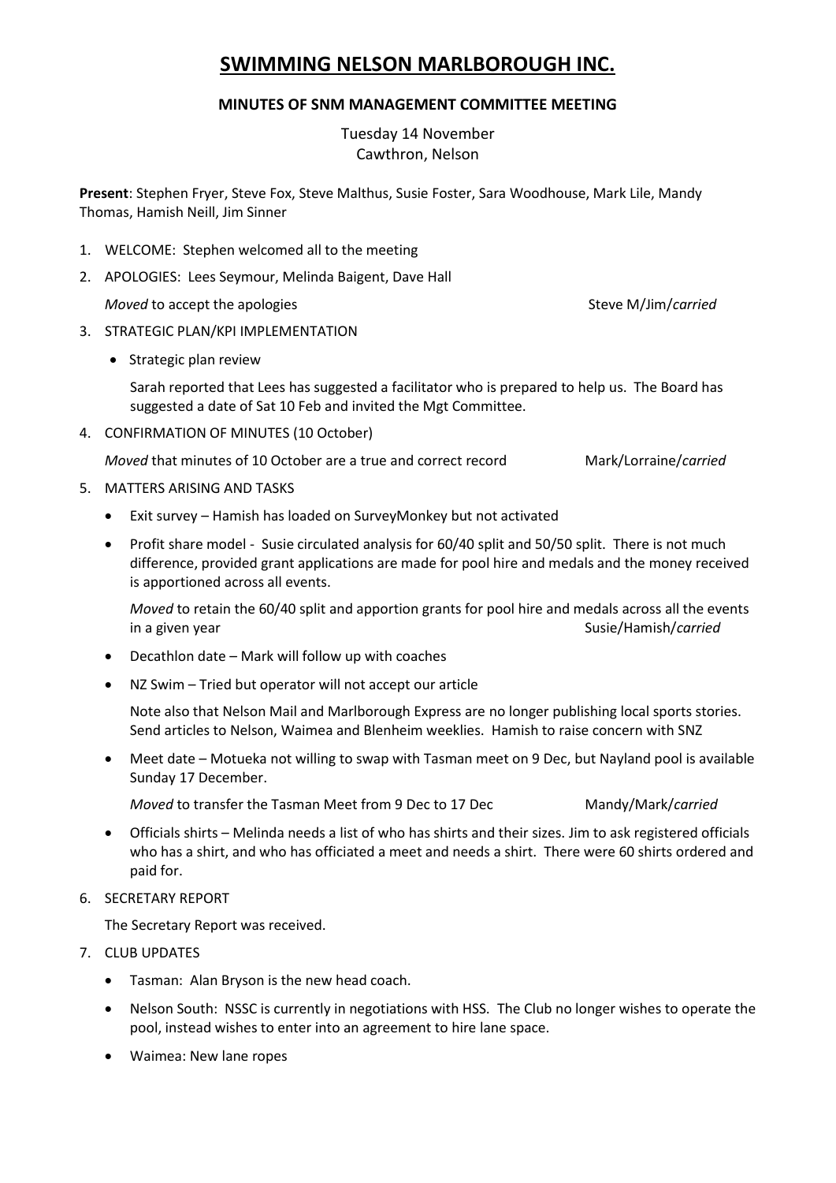# SWIMMING NELSON MARLBOROUGH INC.

**MINUTES OF SNM MANAGEMENT COMMITTEE MEETING**

Tuesday 14 November
Cawthron, Nelson

**Present**: Stephen Fryer, Steve Fox, Steve Malthus, Susie Foster, Sara Woodhouse, Mark Lile, Mandy Thomas, Hamish Neill, Jim Sinner

1. WELCOME: Stephen welcomed all to the meeting
2. APOLOGIES: Lees Seymour, Melinda Baigent, Dave Hall

   *Moved* to accept the apologies — Steve M/Jim/*carried*

3. STRATEGIC PLAN/KPI IMPLEMENTATION

   - Strategic plan review

     Sarah reported that Lees has suggested a facilitator who is prepared to help us. The Board has suggested a date of Sat 10 Feb and invited the Mgt Committee.

4. CONFIRMATION OF MINUTES (10 October)

   *Moved* that minutes of 10 October are a true and correct record — Mark/Lorraine/*carried*

5. MATTERS ARISING AND TASKS

   - Exit survey – Hamish has loaded on SurveyMonkey but not activated
   - Profit share model - Susie circulated analysis for 60/40 split and 50/50 split. There is not much difference, provided grant applications are made for pool hire and medals and the money received is apportioned across all events.

     *Moved* to retain the 60/40 split and apportion grants for pool hire and medals across all the events in a given year — Susie/Hamish/*carried*

   - Decathlon date – Mark will follow up with coaches
   - NZ Swim – Tried but operator will not accept our article

     Note also that Nelson Mail and Marlborough Express are no longer publishing local sports stories. Send articles to Nelson, Waimea and Blenheim weeklies. Hamish to raise concern with SNZ

   - Meet date – Motueka not willing to swap with Tasman meet on 9 Dec, but Nayland pool is available Sunday 17 December.

     *Moved* to transfer the Tasman Meet from 9 Dec to 17 Dec — Mandy/Mark/*carried*

   - Officials shirts – Melinda needs a list of who has shirts and their sizes. Jim to ask registered officials who has a shirt, and who has officiated a meet and needs a shirt. There were 60 shirts ordered and paid for.

6. SECRETARY REPORT

   The Secretary Report was received.

7. CLUB UPDATES

   - Tasman: Alan Bryson is the new head coach.
   - Nelson South: NSSC is currently in negotiations with HSS. The Club no longer wishes to operate the pool, instead wishes to enter into an agreement to hire lane space.
   - Waimea: New lane ropes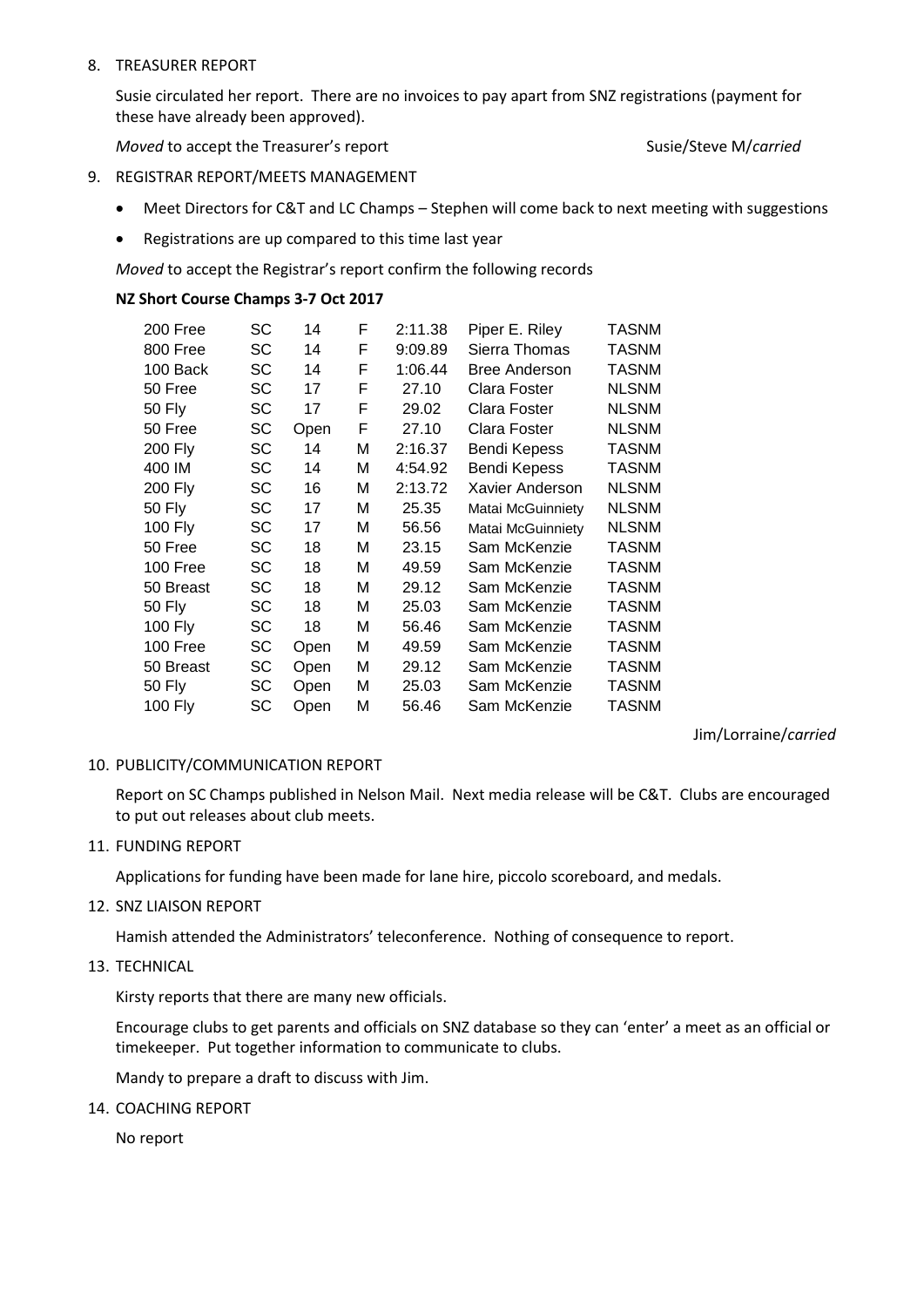8. TREASURER REPORT

   Susie circulated her report. There are no invoices to pay apart from SNZ registrations (payment for these have already been approved).

   *Moved* to accept the Treasurer's report Susie/Steve M/*carried*

9. REGISTRAR REPORT/MEETS MANAGEMENT

   - Meet Directors for C&T and LC Champs – Stephen will come back to next meeting with suggestions
   - Registrations are up compared to this time last year

   *Moved* to accept the Registrar's report confirm the following records

   **NZ Short Course Champs 3-7 Oct 2017**

| | | | | | | |
|---|---|---|---|---|---|---|
| 200 Free | SC | 14 | F | 2:11.38 | Piper E. Riley | TASNM |
| 800 Free | SC | 14 | F | 9:09.89 | Sierra Thomas | TASNM |
| 100 Back | SC | 14 | F | 1:06.44 | Bree Anderson | TASNM |
| 50 Free | SC | 17 | F | 27.10 | Clara Foster | NLSNM |
| 50 Fly | SC | 17 | F | 29.02 | Clara Foster | NLSNM |
| 50 Free | SC | Open | F | 27.10 | Clara Foster | NLSNM |
| 200 Fly | SC | 14 | M | 2:16.37 | Bendi Kepess | TASNM |
| 400 IM | SC | 14 | M | 4:54.92 | Bendi Kepess | TASNM |
| 200 Fly | SC | 16 | M | 2:13.72 | Xavier Anderson | NLSNM |
| 50 Fly | SC | 17 | M | 25.35 | Matai McGuinniety | NLSNM |
| 100 Fly | SC | 17 | M | 56.56 | Matai McGuinniety | NLSNM |
| 50 Free | SC | 18 | M | 23.15 | Sam McKenzie | TASNM |
| 100 Free | SC | 18 | M | 49.59 | Sam McKenzie | TASNM |
| 50 Breast | SC | 18 | M | 29.12 | Sam McKenzie | TASNM |
| 50 Fly | SC | 18 | M | 25.03 | Sam McKenzie | TASNM |
| 100 Fly | SC | 18 | M | 56.46 | Sam McKenzie | TASNM |
| 100 Free | SC | Open | M | 49.59 | Sam McKenzie | TASNM |
| 50 Breast | SC | Open | M | 29.12 | Sam McKenzie | TASNM |
| 50 Fly | SC | Open | M | 25.03 | Sam McKenzie | TASNM |
| 100 Fly | SC | Open | M | 56.46 | Sam McKenzie | TASNM |

   Jim/Lorraine/*carried*

10. PUBLICITY/COMMUNICATION REPORT

    Report on SC Champs published in Nelson Mail. Next media release will be C&T. Clubs are encouraged to put out releases about club meets.

11. FUNDING REPORT

    Applications for funding have been made for lane hire, piccolo scoreboard, and medals.

12. SNZ LIAISON REPORT

    Hamish attended the Administrators' teleconference. Nothing of consequence to report.

13. TECHNICAL

    Kirsty reports that there are many new officials.

    Encourage clubs to get parents and officials on SNZ database so they can 'enter' a meet as an official or timekeeper. Put together information to communicate to clubs.

    Mandy to prepare a draft to discuss with Jim.

14. COACHING REPORT

    No report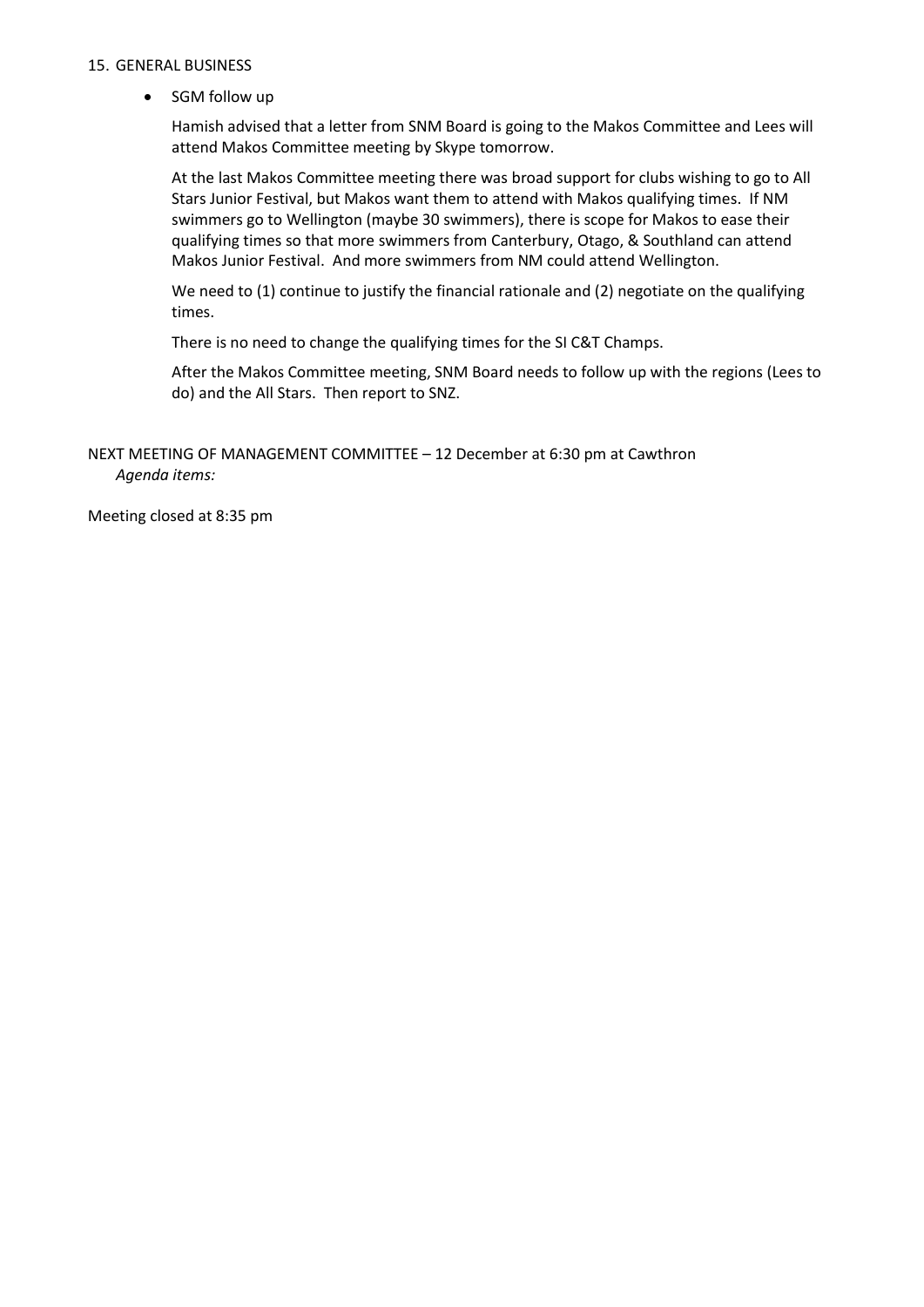15. GENERAL BUSINESS

- SGM follow up

  Hamish advised that a letter from SNM Board is going to the Makos Committee and Lees will attend Makos Committee meeting by Skype tomorrow.

  At the last Makos Committee meeting there was broad support for clubs wishing to go to All Stars Junior Festival, but Makos want them to attend with Makos qualifying times. If NM swimmers go to Wellington (maybe 30 swimmers), there is scope for Makos to ease their qualifying times so that more swimmers from Canterbury, Otago, & Southland can attend Makos Junior Festival. And more swimmers from NM could attend Wellington.

  We need to (1) continue to justify the financial rationale and (2) negotiate on the qualifying times.

  There is no need to change the qualifying times for the SI C&T Champs.

  After the Makos Committee meeting, SNM Board needs to follow up with the regions (Lees to do) and the All Stars. Then report to SNZ.

NEXT MEETING OF MANAGEMENT COMMITTEE – 12 December at 6:30 pm at Cawthron
*Agenda items:*

Meeting closed at 8:35 pm